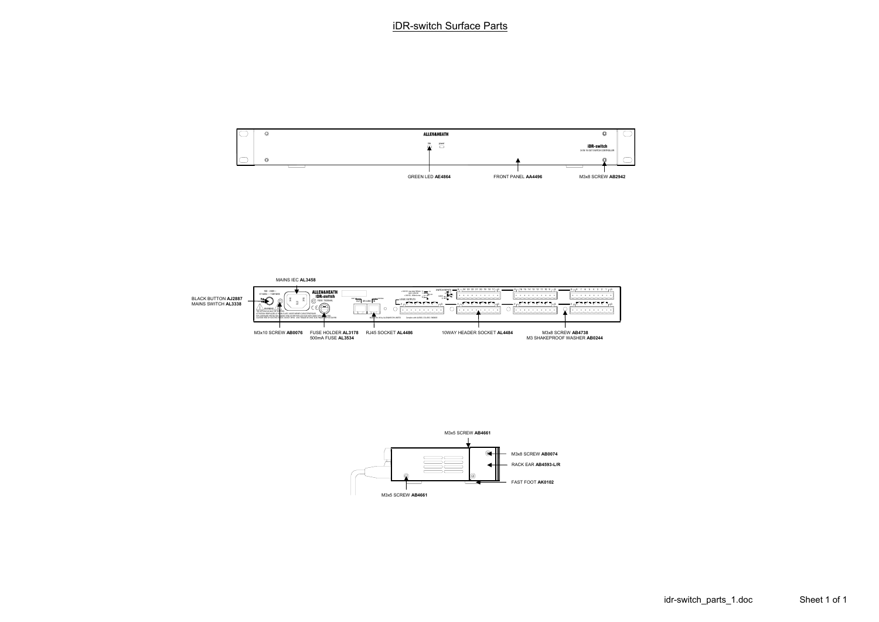# iDR-switch Surface Parts

GREEN LED **AE4864**

FRONT PANEL **AA4496**

M3x8 SCREW **AB2942**

MAINS IEC **AL3458**

BLACK BUTTON **AJ2887**
MAINS SWITCH **AL3338**

M3x10 SCREW **AB0076**

FUSE HOLDER **AL3178**
500mA FUSE **AL3534**

RJ45 SOCKET **AL4486**

10WAY HEADER SOCKET **AL4484**

M3x8 SCREW **AB4738**
M3 SHAKEPROOF WASHER **AB0244**

M3x5 SCREW **AB4661**

M3x8 SCREW **AB0074**

RACK EAR **AB4593-L/R**

FAST FOOT **AK0102**

M3x5 SCREW **AB4661**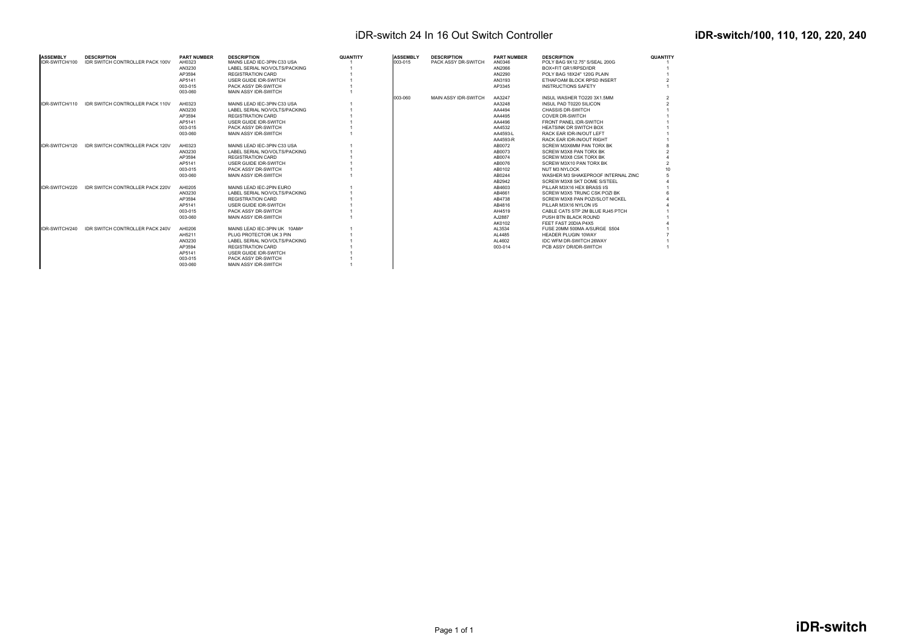# iDR-switch 24 In 16 Out Switch Controller

## iDR-switch/100, 110, 120, 220, 240

| ASSEMBLY | DESCRIPTION | PART NUMBER | DESCRIPTION | QUANTITY |
|---|---|---|---|---|
| IDR-SWITCH/100 | IDR SWITCH CONTROLLER PACK 100V | AH0323 | MAINS LEAD IEC-3PIN C33 USA | 1 |
| | | AN3230 | LABEL SERIAL NO/VOLTS/PACKING | 1 |
| | | AP3594 | REGISTRATION CARD | 1 |
| | | AP5141 | USER GUIDE IDR-SWITCH | 1 |
| | | 003-015 | PACK ASSY DR-SWITCH | 1 |
| | | 003-060 | MAIN ASSY IDR-SWITCH | 1 |
| IDR-SWITCH/110 | IDR SWITCH CONTROLLER PACK 110V | AH0323 | MAINS LEAD IEC-3PIN C33 USA | 1 |
| | | AN3230 | LABEL SERIAL NO/VOLTS/PACKING | 1 |
| | | AP3594 | REGISTRATION CARD | 1 |
| | | AP5141 | USER GUIDE IDR-SWITCH | 1 |
| | | 003-015 | PACK ASSY DR-SWITCH | 1 |
| | | 003-060 | MAIN ASSY IDR-SWITCH | 1 |
| IDR-SWITCH/120 | IDR SWITCH CONTROLLER PACK 120V | AH0323 | MAINS LEAD IEC-3PIN C33 USA | 1 |
| | | AN3230 | LABEL SERIAL NO/VOLTS/PACKING | 1 |
| | | AP3594 | REGISTRATION CARD | 1 |
| | | AP5141 | USER GUIDE IDR-SWITCH | 1 |
| | | 003-015 | PACK ASSY DR-SWITCH | 1 |
| | | 003-060 | MAIN ASSY IDR-SWITCH | 1 |
| IDR-SWITCH/220 | IDR SWITCH CONTROLLER PACK 220V | AH0205 | MAINS LEAD IEC-2PIN EURO | 1 |
| | | AN3230 | LABEL SERIAL NO/VOLTS/PACKING | 1 |
| | | AP3594 | REGISTRATION CARD | 1 |
| | | AP5141 | USER GUIDE IDR-SWITCH | 1 |
| | | 003-015 | PACK ASSY DR-SWITCH | 1 |
| | | 003-060 | MAIN ASSY IDR-SWITCH | 1 |
| IDR-SWITCH/240 | IDR SWITCH CONTROLLER PACK 240V | AH0206 | MAINS LEAD IEC-3PIN UK 10AMP | 1 |
| | | AH5211 | PLUG PROTECTOR UK 3 PIN | 1 |
| | | AN3230 | LABEL SERIAL NO/VOLTS/PACKING | 1 |
| | | AP3594 | REGISTRATION CARD | 1 |
| | | AP5141 | USER GUIDE IDR-SWITCH | 1 |
| | | 003-015 | PACK ASSY DR-SWITCH | 1 |
| | | 003-060 | MAIN ASSY IDR-SWITCH | 1 |

| ASSEMBLY | DESCRIPTION | PART NUMBER | DESCRIPTION | QUANTITY |
|---|---|---|---|---|
| 003-015 | PACK ASSY DR-SWITCH | AN0346 | POLY BAG 9X12.75" S/SEAL 200G | 1 |
| | | AN2066 | BOX+FIT GR1/RPSD/IDR | 1 |
| | | AN2290 | POLY BAG 18X24" 120G PLAIN | 1 |
| | | AN3193 | ETHAFOAM BLOCK RPSD INSERT | 2 |
| | | AP3345 | INSTRUCTIONS SAFETY | 1 |
| 003-060 | MAIN ASSY IDR-SWITCH | AA3247 | INSUL WASHER TO220 3X1.5MM | 2 |
| | | AA3248 | INSUL PAD T0220 SILICON | 2 |
| | | AA4494 | CHASSIS DR-SWITCH | 1 |
| | | AA4495 | COVER DR-SWITCH | 1 |
| | | AA4496 | FRONT PANEL IDR-SWITCH | 1 |
| | | AA4532 | HEATSINK DR SWITCH BOX | 1 |
| | | AA4593-L | RACK EAR IDR-IN/OUT LEFT | 1 |
| | | AA4593-R | RACK EAR IDR-IN/OUT RIGHT | 1 |
| | | AB0072 | SCREW M3X6MM PAN TORX BK | 8 |
| | | AB0073 | SCREW M3X8 PAN TORX BK | 2 |
| | | AB0074 | SCREW M3X8 CSK TORX BK | 4 |
| | | AB0076 | SCREW M3X10 PAN TORX BK | 2 |
| | | AB0102 | NUT M3 NYLOCK | 10 |
| | | AB0244 | WASHER M3 SHAKEPROOF INTERNAL ZINC | 5 |
| | | AB2942 | SCREW M3X8 SKT DOME S/STEEL | 4 |
| | | AB4603 | PILLAR M3X16 HEX BRASS I/S | 1 |
| | | AB4661 | SCREW M3X5 TRUNC CSK POZI BK | 6 |
| | | AB4738 | SCREW M3X8 PAN POZI/SLOT NICKEL | 4 |
| | | AB4816 | PILLAR M3X16 NYLON I/S | 4 |
| | | AH4519 | CABLE CAT5 STP 2M BLUE RJ45 PTCH | 1 |
| | | AJ2887 | PUSH BTN BLACK ROUND | 1 |
| | | AK0102 | FEET FAST 20DIA P4X5 | 4 |
| | | AL3534 | FUSE 20MM 500MA A/SURGE S504 | 1 |
| | | AL4485 | HEADER PLUGIN 10WAY | 7 |
| | | AL4602 | IDC WFM DR-SWITCH 26WAY | 1 |
| | | 003-014 | PCB ASSY DR/IDR-SWITCH | 1 |

**iDR-switch**